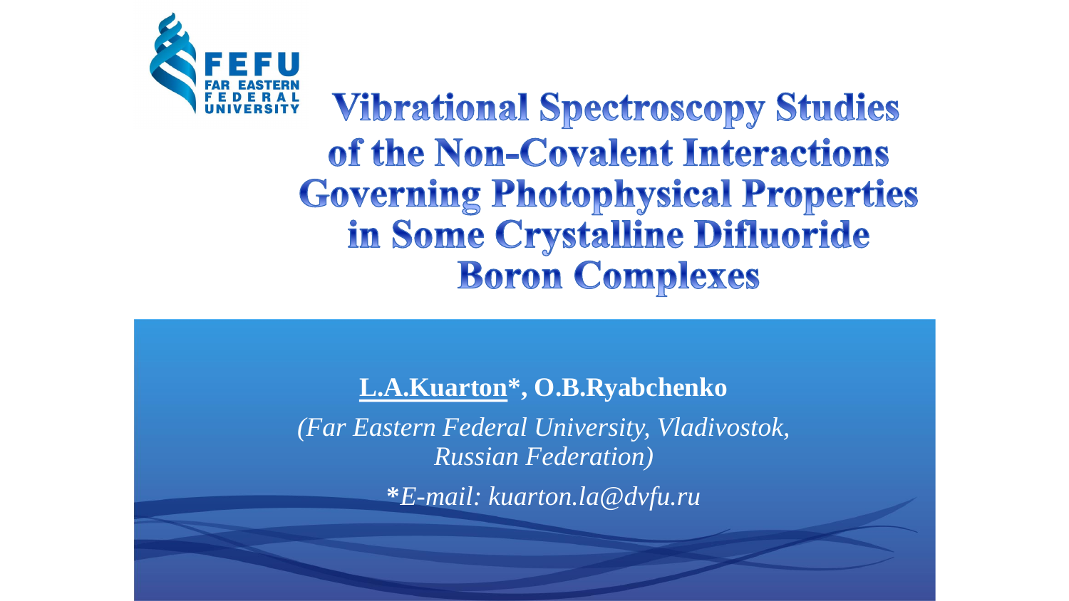FEFU
FAR EASTERN
FEDERAL
UNIVERSITY

# Vibrational Spectroscopy Studies of the Non-Covalent Interactions Governing Photophysical Properties in Some Crystalline Difluoride Boron Complexes

**L.A.Kuarton*, O.B.Ryabchenko**

*(Far Eastern Federal University, Vladivostok, Russian Federation)*

**\***\*E-mail: kuarton.la@dvfu.ru*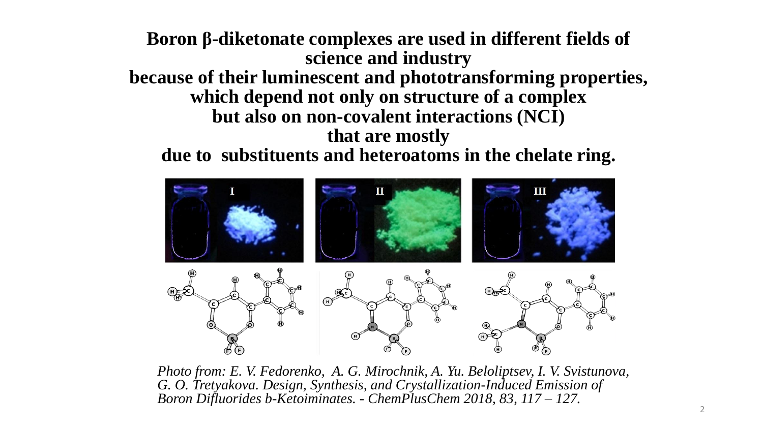**Boron β-diketonate complexes are used in different fields of science and industry because of their luminescent and phototransforming properties, which depend not only on structure of a complex but also on non-covalent interactions (NCI) that are mostly due to substituents and heteroatoms in the chelate ring.**

*Photo from: E. V. Fedorenko, A. G. Mirochnik, A. Yu. Beloliptsev, I. V. Svistunova, G. O. Tretyakova. Design, Synthesis, and Crystallization-Induced Emission of Boron Difluorides b-Ketoiminates. - ChemPlusChem 2018, 83, 117 – 127.*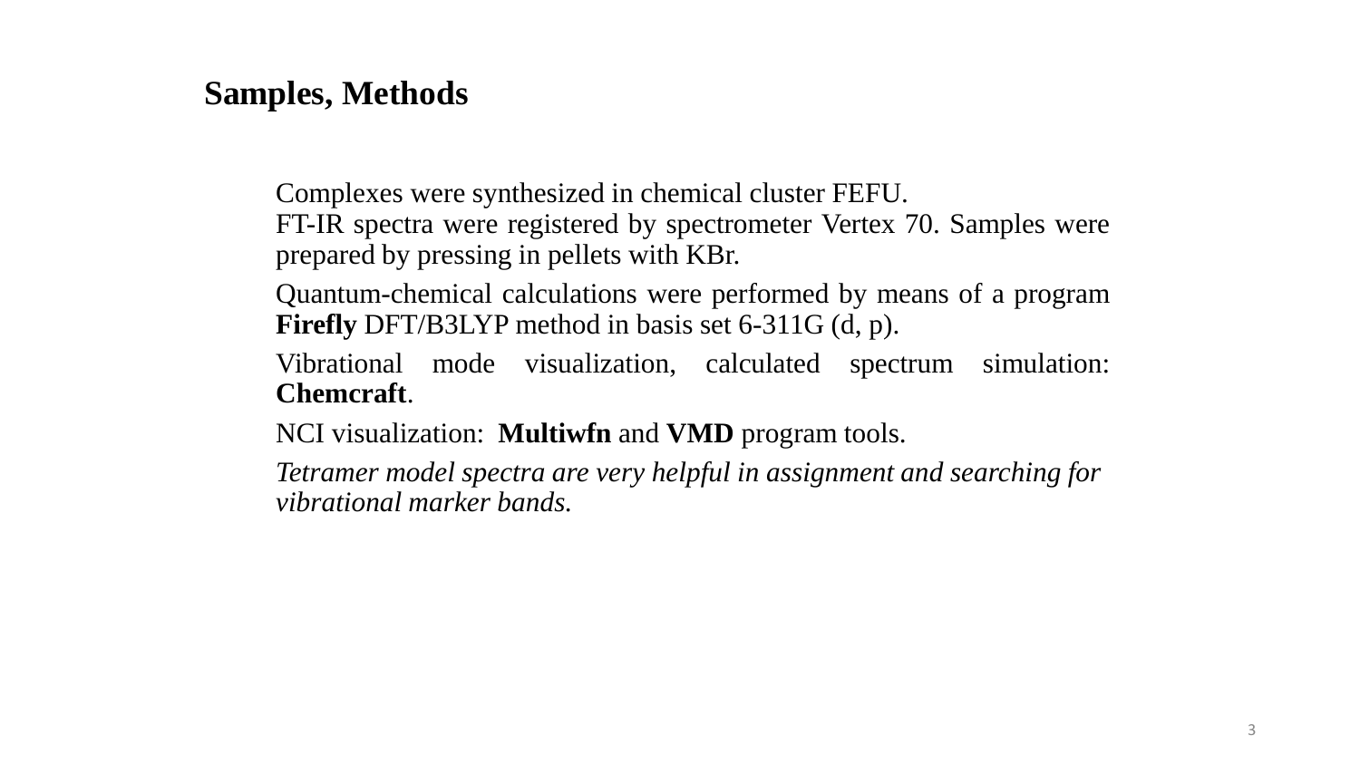## Samples, Methods

Complexes were synthesized in chemical cluster FEFU.
FT-IR spectra were registered by spectrometer Vertex 70. Samples were prepared by pressing in pellets with KBr.

Quantum-chemical calculations were performed by means of a program **Firefly** DFT/B3LYP method in basis set 6-311G (d, p).

Vibrational mode visualization, calculated spectrum simulation: **Chemcraft**.

NCI visualization: **Multiwfn** and **VMD** program tools.

*Tetramer model spectra are very helpful in assignment and searching for vibrational marker bands.*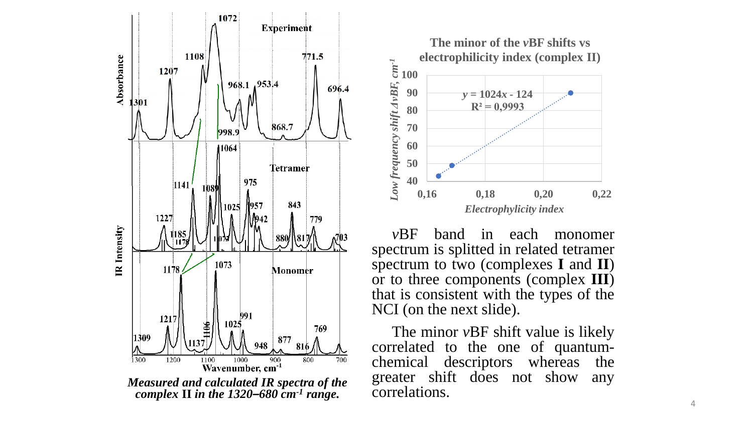*Measured and calculated IR spectra of the complex* **II** *in the 1320–680 cm*$^{-1}$ *range.*

**The minor of the** ***v*****BF shifts vs electrophilicity index (complex II)**

$y = 1024x - 124$

$R^2 = 0{,}9993$

*v*BF band in each monomer spectrum is splitted in related tetramer spectrum to two (complexes **I** and **II**) or to three components (complex **III**) that is consistent with the types of the NCI (on the next slide).

The minor *v*BF shift value is likely correlated to the one of quantum-chemical descriptors whereas the greater shift does not show any correlations.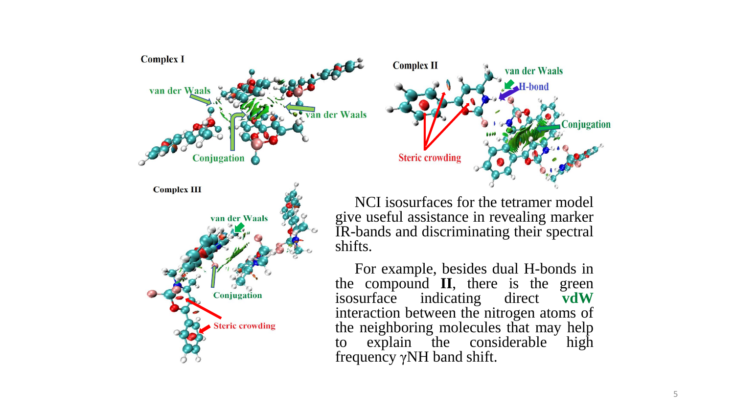Complex I

van der Waals

van der Waals

Conjugation

Complex II

van der Waals

H-bond

Conjugation

Steric crowding

Complex III

van der Waals

Conjugation

Steric crowding

NCI isosurfaces for the tetramer model give useful assistance in revealing marker IR-bands and discriminating their spectral shifts.

For example, besides dual H-bonds in the compound **II**, there is the green isosurface indicating direct **vdW** interaction between the nitrogen atoms of the neighboring molecules that may help to explain the considerable high frequency $\gamma$NH band shift.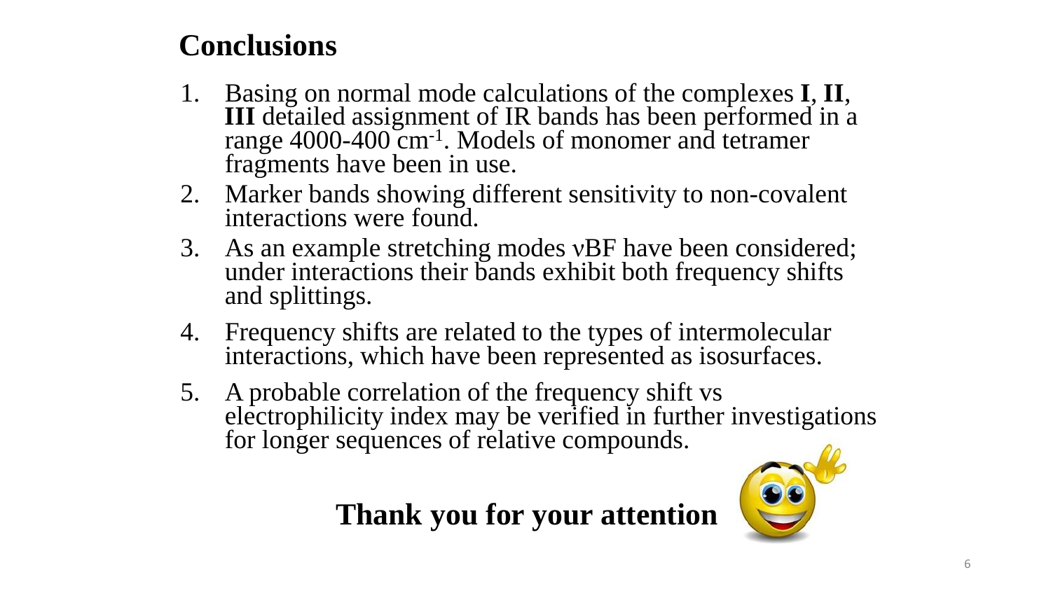# Conclusions

1. Basing on normal mode calculations of the complexes **I**, **II**, **III** detailed assignment of IR bands has been performed in a range 4000-400 $cm^{-1}$. Models of monomer and tetramer fragments have been in use.
2. Marker bands showing different sensitivity to non-covalent interactions were found.
3. As an example stretching modes $\nu$BF have been considered; under interactions their bands exhibit both frequency shifts and splittings.
4. Frequency shifts are related to the types of intermolecular interactions, which have been represented as isosurfaces.
5. A probable correlation of the frequency shift vs electrophilicity index may be verified in further investigations for longer sequences of relative compounds.

**Thank you for your attention**